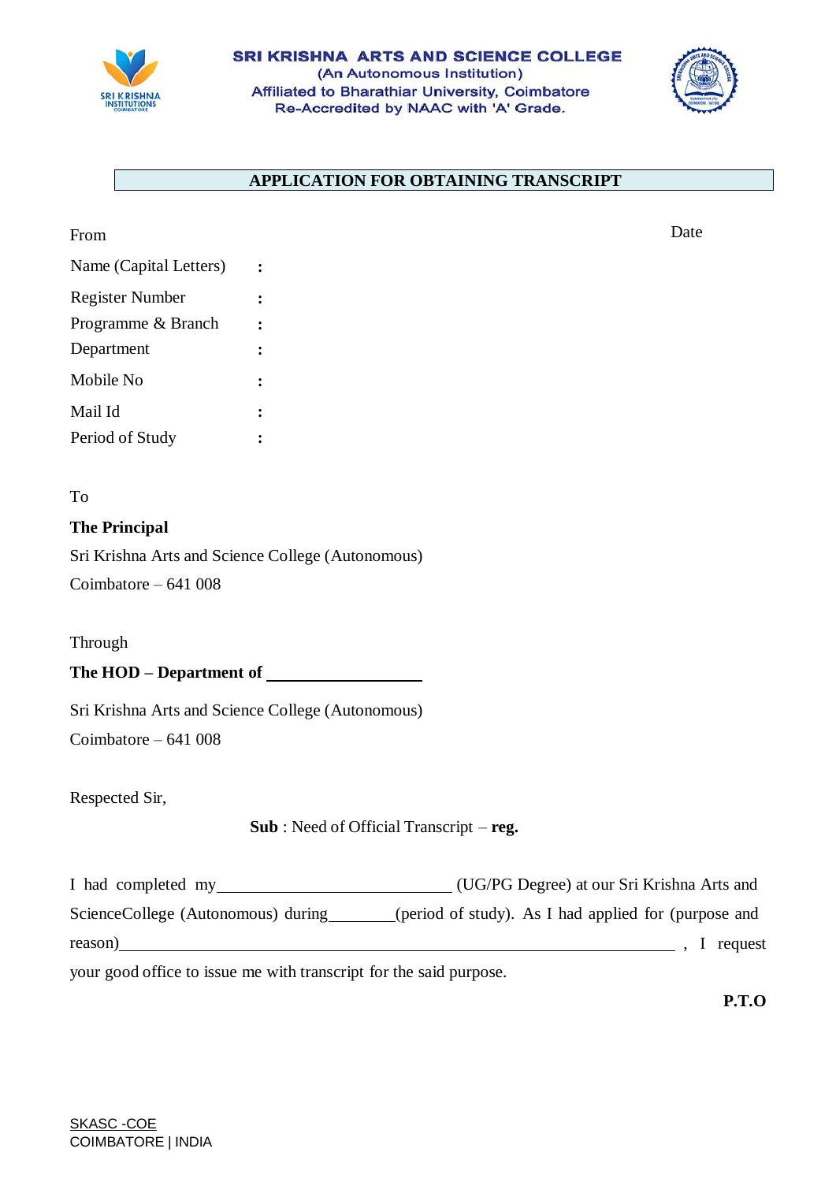**SRI KRISHNA ARTS AND SCIENCE COLLEGE**
(An Autonomous Institution)
Affiliated to Bharathiar University, Coimbatore
Re-Accredited by NAAC with 'A' Grade.

## APPLICATION FOR OBTAINING TRANSCRIPT

From Date

Name (Capital Letters) :

Register Number :

Programme & Branch :

Department :

Mobile No :

Mail Id :

Period of Study :

To

**The Principal**

Sri Krishna Arts and Science College (Autonomous)

Coimbatore – 641 008

Through

**The HOD – Department of** ____________________

Sri Krishna Arts and Science College (Autonomous)

Coimbatore – 641 008

Respected Sir,

**Sub** : Need of Official Transcript – **reg.**

I had completed my____________________________ (UG/PG Degree) at our Sri Krishna Arts and ScienceCollege (Autonomous) during________(period of study). As I had applied for (purpose and reason)__________________________________________________________________________ , I request your good office to issue me with transcript for the said purpose.

**P.T.O**

SKASC -COE
COIMBATORE | INDIA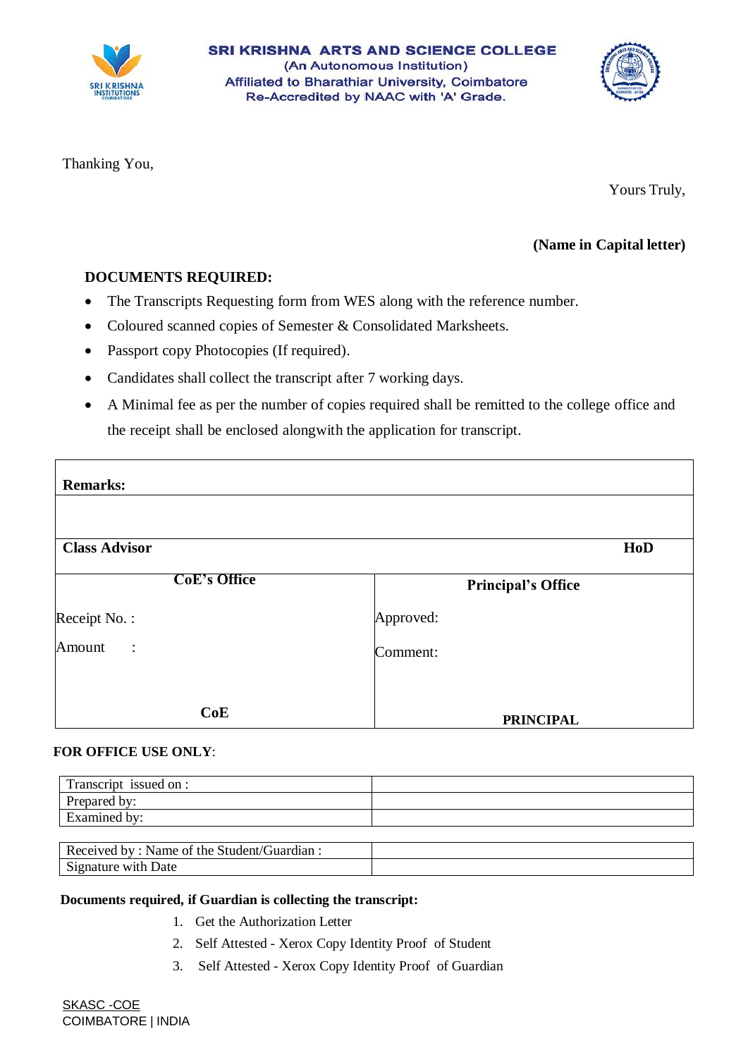SRI KRISHNA ARTS AND SCIENCE COLLEGE
(An Autonomous Institution)
Affiliated to Bharathiar University, Coimbatore
Re-Accredited by NAAC with 'A' Grade.

Thanking You,

Yours Truly,

**(Name in Capital letter)**

**DOCUMENTS REQUIRED:**

- The Transcripts Requesting form from WES along with the reference number.
- Coloured scanned copies of Semester & Consolidated Marksheets.
- Passport copy Photocopies (If required).
- Candidates shall collect the transcript after 7 working days.
- A Minimal fee as per the number of copies required shall be remitted to the college office and the receipt shall be enclosed alongwith the application for transcript.

| | |
|---|---|
| **Remarks:** | |
| | |
| **Class Advisor** | **HoD** |
| **CoE's Office** | **Principal's Office** |
| Receipt No. : | Approved: |
| Amount : | Comment: |
| **CoE** | **PRINCIPAL** |

**FOR OFFICE USE ONLY**:

| | |
|---|---|
| Transcript issued on : | |
| Prepared by: | |
| Examined by: | |

| | |
|---|---|
| Received by : Name of the Student/Guardian : | |
| Signature with Date | |

**Documents required, if Guardian is collecting the transcript:**

1. Get the Authorization Letter
2. Self Attested - Xerox Copy Identity Proof of Student
3. Self Attested - Xerox Copy Identity Proof of Guardian

SKASC -COE
COIMBATORE | INDIA